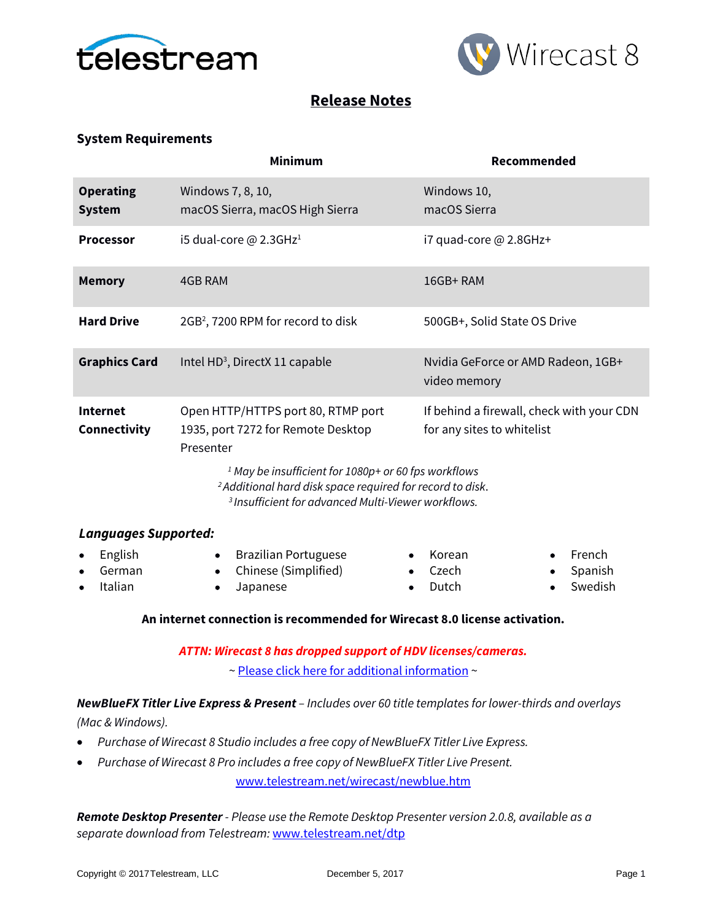# Release Notes

## System Requirements

| | Minimum | Recommended |
|---|---|---|
| **Operating System** | Windows 7, 8, 10, macOS Sierra, macOS High Sierra | Windows 10, macOS Sierra |
| **Processor** | i5 dual-core @ 2.3GHz[1] | i7 quad-core @ 2.8GHz+ |
| **Memory** | 4GB RAM | 16GB+ RAM |
| **Hard Drive** | 2GB[2], 7200 RPM for record to disk | 500GB+, Solid State OS Drive |
| **Graphics Card** | Intel HD[3], DirectX 11 capable | Nvidia GeForce or AMD Radeon, 1GB+ video memory |
| **Internet Connectivity** | Open HTTP/HTTPS port 80, RTMP port 1935, port 7272 for Remote Desktop Presenter | If behind a firewall, check with your CDN for any sites to whitelist |

*[1] May be insufficient for 1080p+ or 60 fps workflows*
*[2] Additional hard disk space required for record to disk.*
*[3] Insufficient for advanced Multi-Viewer workflows.*

### *Languages Supported:*

- English
- German
- Italian
- Brazilian Portuguese
- Chinese (Simplified)
- Japanese
- Korean
- Czech
- Dutch
- French
- Spanish
- Swedish

**An internet connection is recommended for Wirecast 8.0 license activation.**

***ATTN: Wirecast 8 has dropped support of HDV licenses/cameras.***

~ Please click here for additional information ~

***NewBlueFX Titler Live Express & Present*** *– Includes over 60 title templates for lower-thirds and overlays (Mac & Windows).*

- *Purchase of Wirecast 8 Studio includes a free copy of NewBlueFX Titler Live Express.*
- *Purchase of Wirecast 8 Pro includes a free copy of NewBlueFX Titler Live Present.*

www.telestream.net/wirecast/newblue.htm

***Remote Desktop Presenter*** *- Please use the Remote Desktop Presenter version 2.0.8, available as a separate download from Telestream:* www.telestream.net/dtp

Copyright © 2017 Telestream, LLC — December 5, 2017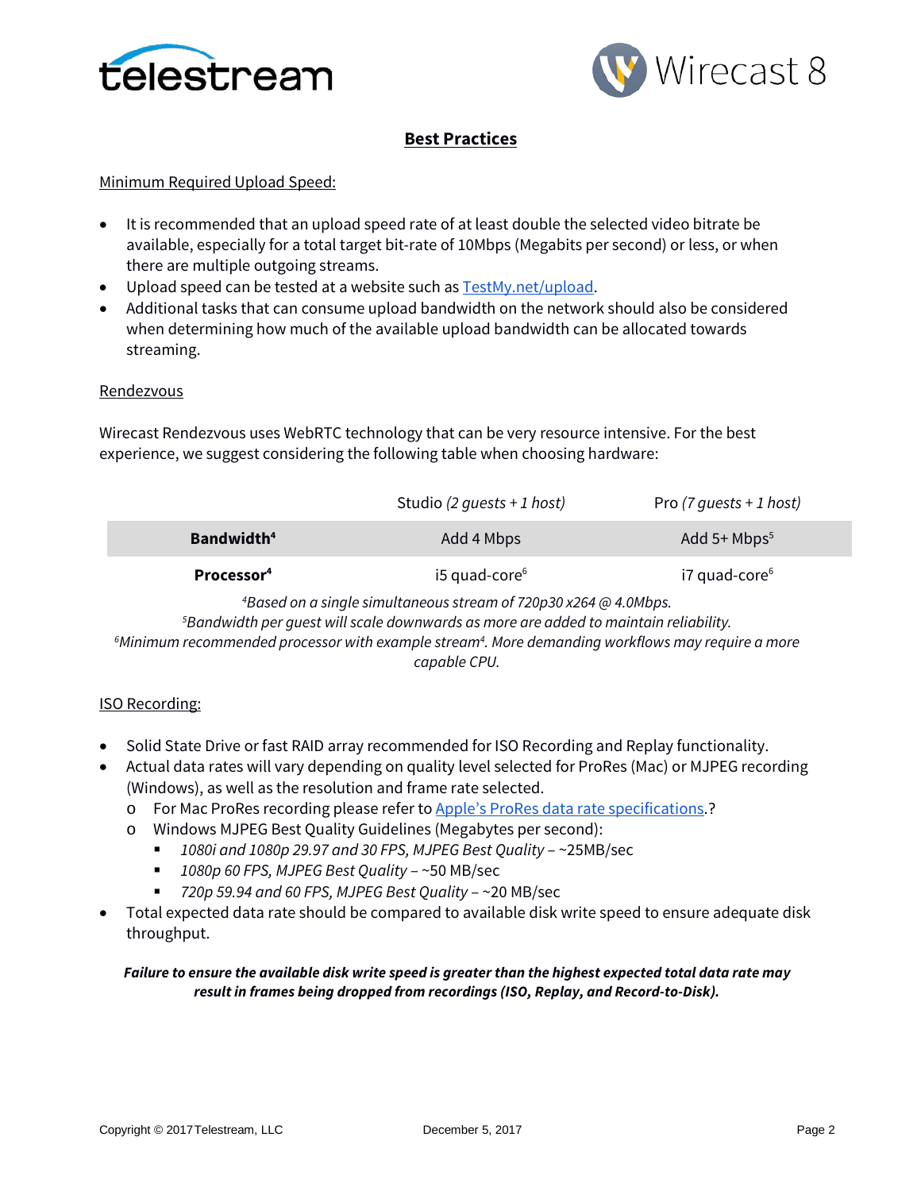## Best Practices

Minimum Required Upload Speed:

- It is recommended that an upload speed rate of at least double the selected video bitrate be available, especially for a total target bit-rate of 10Mbps (Megabits per second) or less, or when there are multiple outgoing streams.
- Upload speed can be tested at a website such as [TestMy.net/upload](TestMy.net/upload).
- Additional tasks that can consume upload bandwidth on the network should also be considered when determining how much of the available upload bandwidth can be allocated towards streaming.

Rendezvous

Wirecast Rendezvous uses WebRTC technology that can be very resource intensive. For the best experience, we suggest considering the following table when choosing hardware:

| | Studio *(2 guests + 1 host)* | Pro *(7 guests + 1 host)* |
|---|---|---|
| **Bandwidth**[4] | Add 4 Mbps | Add 5+ Mbps[5] |
| **Processor**[4] | i5 quad-core[6] | i7 quad-core[6] |

*[4]Based on a single simultaneous stream of 720p30 x264 @ 4.0Mbps.*
*[5]Bandwidth per guest will scale downwards as more are added to maintain reliability.*
*[6]Minimum recommended processor with example stream[4]. More demanding workflows may require a more capable CPU.*

ISO Recording:

- Solid State Drive or fast RAID array recommended for ISO Recording and Replay functionality.
- Actual data rates will vary depending on quality level selected for ProRes (Mac) or MJPEG recording (Windows), as well as the resolution and frame rate selected.
  - For Mac ProRes recording please refer to Apple's ProRes data rate specifications.?
  - Windows MJPEG Best Quality Guidelines (Megabytes per second):
    - *1080i and 1080p 29.97 and 30 FPS, MJPEG Best Quality* – ~25MB/sec
    - *1080p 60 FPS, MJPEG Best Quality* – ~50 MB/sec
    - *720p 59.94 and 60 FPS, MJPEG Best Quality* – ~20 MB/sec
- Total expected data rate should be compared to available disk write speed to ensure adequate disk throughput.

***Failure to ensure the available disk write speed is greater than the highest expected total data rate may result in frames being dropped from recordings (ISO, Replay, and Record-to-Disk).***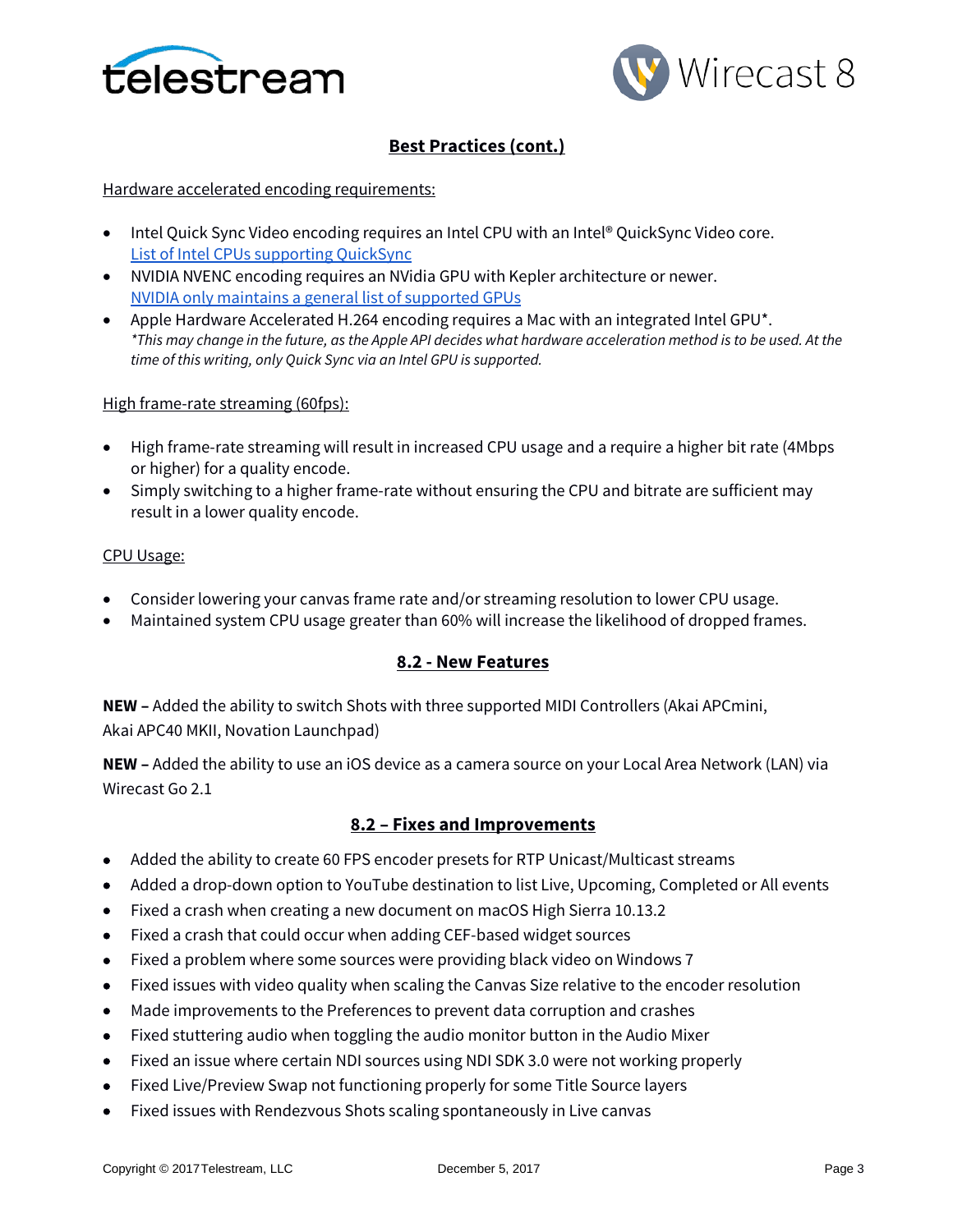## Best Practices (cont.)

Hardware accelerated encoding requirements:

- Intel Quick Sync Video encoding requires an Intel CPU with an Intel® QuickSync Video core.
  List of Intel CPUs supporting QuickSync
- NVIDIA NVENC encoding requires an NVidia GPU with Kepler architecture or newer.
  NVIDIA only maintains a general list of supported GPUs
- Apple Hardware Accelerated H.264 encoding requires a Mac with an integrated Intel GPU*.
  *This may change in the future, as the Apple API decides what hardware acceleration method is to be used. At the time of this writing, only Quick Sync via an Intel GPU is supported.*

High frame-rate streaming (60fps):

- High frame-rate streaming will result in increased CPU usage and a require a higher bit rate (4Mbps or higher) for a quality encode.
- Simply switching to a higher frame-rate without ensuring the CPU and bitrate are sufficient may result in a lower quality encode.

CPU Usage:

- Consider lowering your canvas frame rate and/or streaming resolution to lower CPU usage.
- Maintained system CPU usage greater than 60% will increase the likelihood of dropped frames.

## 8.2 - New Features

**NEW –** Added the ability to switch Shots with three supported MIDI Controllers (Akai APCmini, Akai APC40 MKII, Novation Launchpad)

**NEW –** Added the ability to use an iOS device as a camera source on your Local Area Network (LAN) via Wirecast Go 2.1

## 8.2 – Fixes and Improvements

- Added the ability to create 60 FPS encoder presets for RTP Unicast/Multicast streams
- Added a drop-down option to YouTube destination to list Live, Upcoming, Completed or All events
- Fixed a crash when creating a new document on macOS High Sierra 10.13.2
- Fixed a crash that could occur when adding CEF-based widget sources
- Fixed a problem where some sources were providing black video on Windows 7
- Fixed issues with video quality when scaling the Canvas Size relative to the encoder resolution
- Made improvements to the Preferences to prevent data corruption and crashes
- Fixed stuttering audio when toggling the audio monitor button in the Audio Mixer
- Fixed an issue where certain NDI sources using NDI SDK 3.0 were not working properly
- Fixed Live/Preview Swap not functioning properly for some Title Source layers
- Fixed issues with Rendezvous Shots scaling spontaneously in Live canvas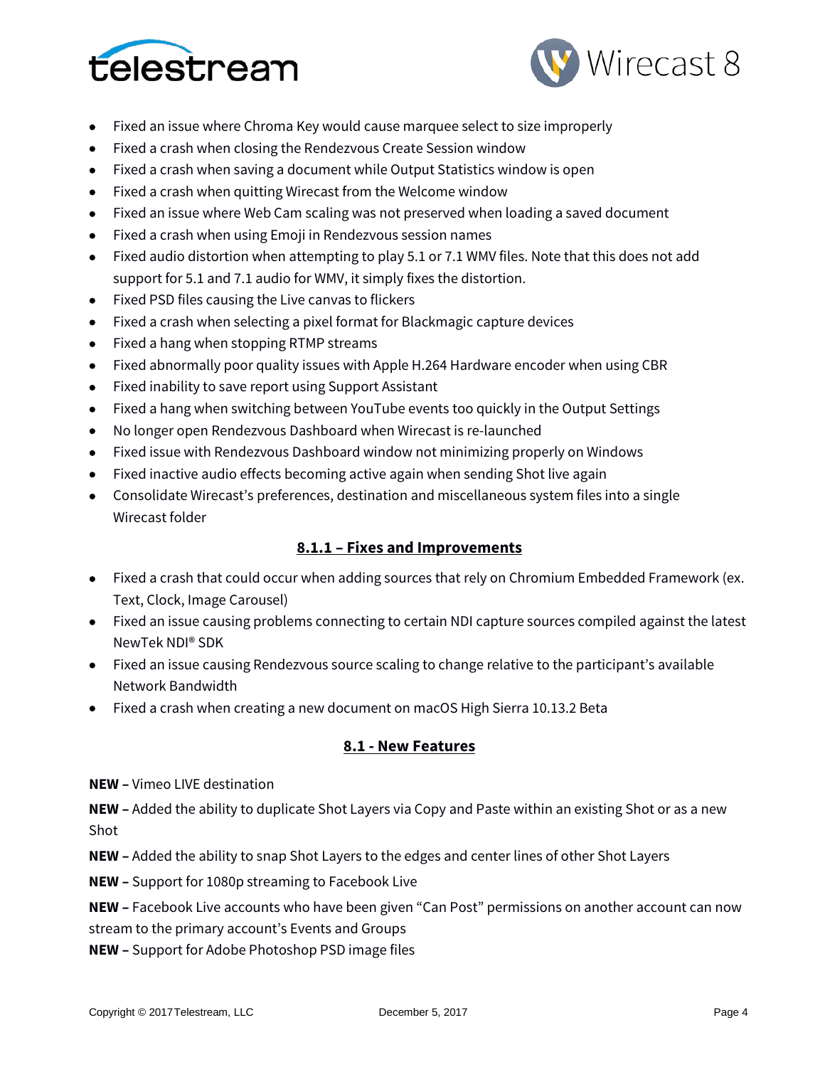- Fixed an issue where Chroma Key would cause marquee select to size improperly
- Fixed a crash when closing the Rendezvous Create Session window
- Fixed a crash when saving a document while Output Statistics window is open
- Fixed a crash when quitting Wirecast from the Welcome window
- Fixed an issue where Web Cam scaling was not preserved when loading a saved document
- Fixed a crash when using Emoji in Rendezvous session names
- Fixed audio distortion when attempting to play 5.1 or 7.1 WMV files. Note that this does not add support for 5.1 and 7.1 audio for WMV, it simply fixes the distortion.
- Fixed PSD files causing the Live canvas to flickers
- Fixed a crash when selecting a pixel format for Blackmagic capture devices
- Fixed a hang when stopping RTMP streams
- Fixed abnormally poor quality issues with Apple H.264 Hardware encoder when using CBR
- Fixed inability to save report using Support Assistant
- Fixed a hang when switching between YouTube events too quickly in the Output Settings
- No longer open Rendezvous Dashboard when Wirecast is re-launched
- Fixed issue with Rendezvous Dashboard window not minimizing properly on Windows
- Fixed inactive audio effects becoming active again when sending Shot live again
- Consolidate Wirecast's preferences, destination and miscellaneous system files into a single Wirecast folder

## 8.1.1 – Fixes and Improvements

- Fixed a crash that could occur when adding sources that rely on Chromium Embedded Framework (ex. Text, Clock, Image Carousel)
- Fixed an issue causing problems connecting to certain NDI capture sources compiled against the latest NewTek NDI® SDK
- Fixed an issue causing Rendezvous source scaling to change relative to the participant's available Network Bandwidth
- Fixed a crash when creating a new document on macOS High Sierra 10.13.2 Beta

## 8.1 - New Features

**NEW –** Vimeo LIVE destination

**NEW –** Added the ability to duplicate Shot Layers via Copy and Paste within an existing Shot or as a new Shot

**NEW –** Added the ability to snap Shot Layers to the edges and center lines of other Shot Layers

**NEW –** Support for 1080p streaming to Facebook Live

**NEW –** Facebook Live accounts who have been given "Can Post" permissions on another account can now stream to the primary account's Events and Groups

**NEW –** Support for Adobe Photoshop PSD image files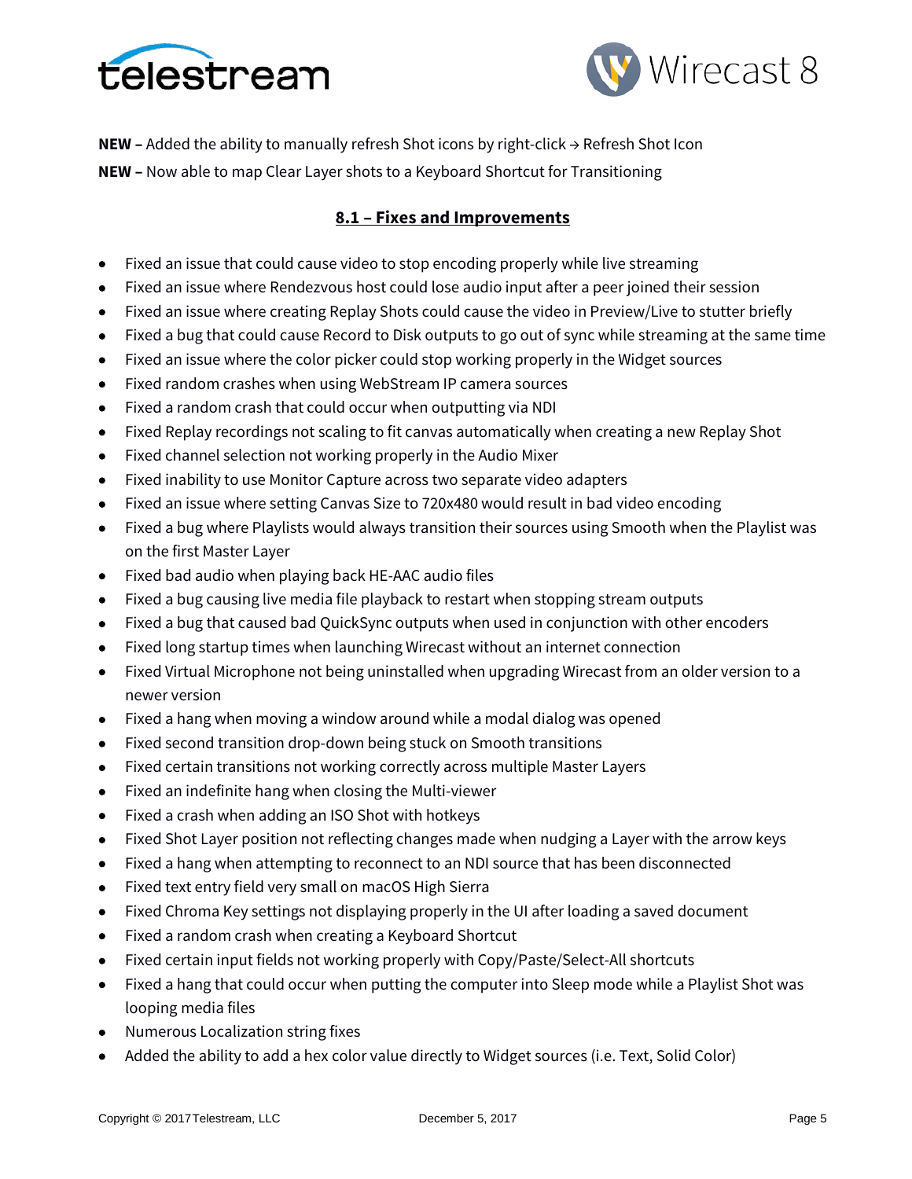**NEW –** Added the ability to manually refresh Shot icons by right-click → Refresh Shot Icon

**NEW –** Now able to map Clear Layer shots to a Keyboard Shortcut for Transitioning

## 8.1 – Fixes and Improvements

- Fixed an issue that could cause video to stop encoding properly while live streaming
- Fixed an issue where Rendezvous host could lose audio input after a peer joined their session
- Fixed an issue where creating Replay Shots could cause the video in Preview/Live to stutter briefly
- Fixed a bug that could cause Record to Disk outputs to go out of sync while streaming at the same time
- Fixed an issue where the color picker could stop working properly in the Widget sources
- Fixed random crashes when using WebStream IP camera sources
- Fixed a random crash that could occur when outputting via NDI
- Fixed Replay recordings not scaling to fit canvas automatically when creating a new Replay Shot
- Fixed channel selection not working properly in the Audio Mixer
- Fixed inability to use Monitor Capture across two separate video adapters
- Fixed an issue where setting Canvas Size to 720x480 would result in bad video encoding
- Fixed a bug where Playlists would always transition their sources using Smooth when the Playlist was on the first Master Layer
- Fixed bad audio when playing back HE-AAC audio files
- Fixed a bug causing live media file playback to restart when stopping stream outputs
- Fixed a bug that caused bad QuickSync outputs when used in conjunction with other encoders
- Fixed long startup times when launching Wirecast without an internet connection
- Fixed Virtual Microphone not being uninstalled when upgrading Wirecast from an older version to a newer version
- Fixed a hang when moving a window around while a modal dialog was opened
- Fixed second transition drop-down being stuck on Smooth transitions
- Fixed certain transitions not working correctly across multiple Master Layers
- Fixed an indefinite hang when closing the Multi-viewer
- Fixed a crash when adding an ISO Shot with hotkeys
- Fixed Shot Layer position not reflecting changes made when nudging a Layer with the arrow keys
- Fixed a hang when attempting to reconnect to an NDI source that has been disconnected
- Fixed text entry field very small on macOS High Sierra
- Fixed Chroma Key settings not displaying properly in the UI after loading a saved document
- Fixed a random crash when creating a Keyboard Shortcut
- Fixed certain input fields not working properly with Copy/Paste/Select-All shortcuts
- Fixed a hang that could occur when putting the computer into Sleep mode while a Playlist Shot was looping media files
- Numerous Localization string fixes
- Added the ability to add a hex color value directly to Widget sources (i.e. Text, Solid Color)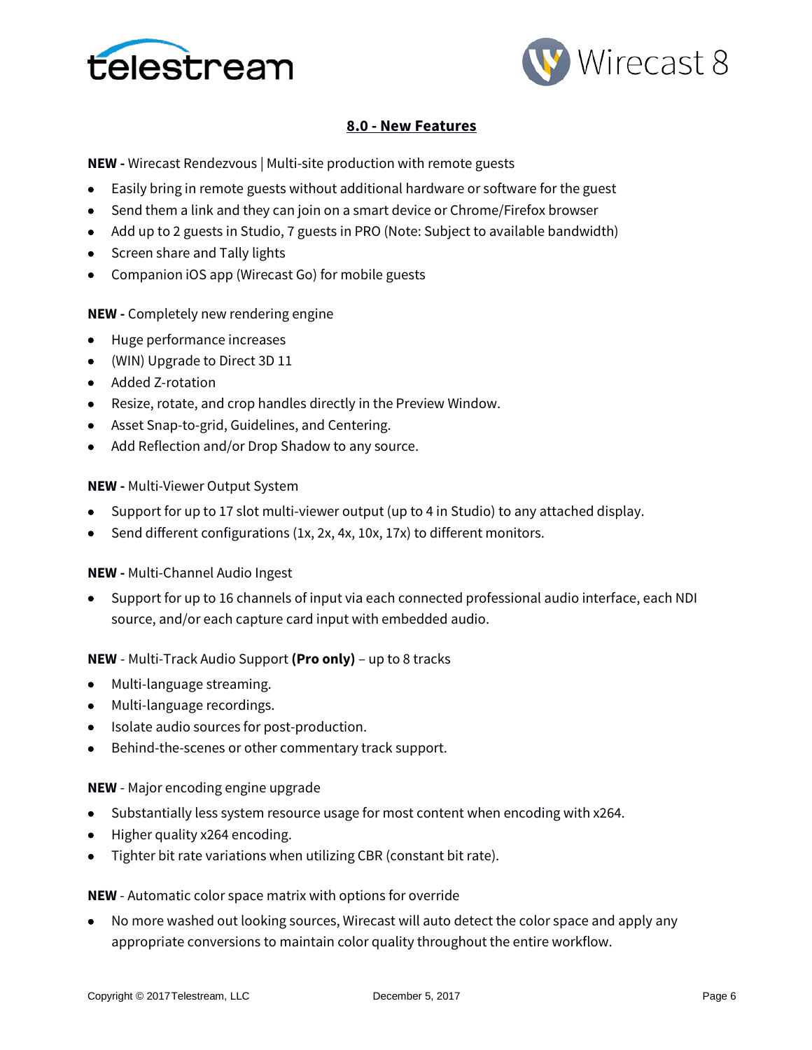## 8.0 - New Features

**NEW -** Wirecast Rendezvous | Multi-site production with remote guests

- Easily bring in remote guests without additional hardware or software for the guest
- Send them a link and they can join on a smart device or Chrome/Firefox browser
- Add up to 2 guests in Studio, 7 guests in PRO (Note: Subject to available bandwidth)
- Screen share and Tally lights
- Companion iOS app (Wirecast Go) for mobile guests

**NEW -** Completely new rendering engine

- Huge performance increases
- (WIN) Upgrade to Direct 3D 11
- Added Z-rotation
- Resize, rotate, and crop handles directly in the Preview Window.
- Asset Snap-to-grid, Guidelines, and Centering.
- Add Reflection and/or Drop Shadow to any source.

**NEW -** Multi-Viewer Output System

- Support for up to 17 slot multi-viewer output (up to 4 in Studio) to any attached display.
- Send different configurations (1x, 2x, 4x, 10x, 17x) to different monitors.

**NEW -** Multi-Channel Audio Ingest

- Support for up to 16 channels of input via each connected professional audio interface, each NDI source, and/or each capture card input with embedded audio.

**NEW** - Multi-Track Audio Support **(Pro only)** – up to 8 tracks

- Multi-language streaming.
- Multi-language recordings.
- Isolate audio sources for post-production.
- Behind-the-scenes or other commentary track support.

**NEW** - Major encoding engine upgrade

- Substantially less system resource usage for most content when encoding with x264.
- Higher quality x264 encoding.
- Tighter bit rate variations when utilizing CBR (constant bit rate).

**NEW** - Automatic color space matrix with options for override

- No more washed out looking sources, Wirecast will auto detect the color space and apply any appropriate conversions to maintain color quality throughout the entire workflow.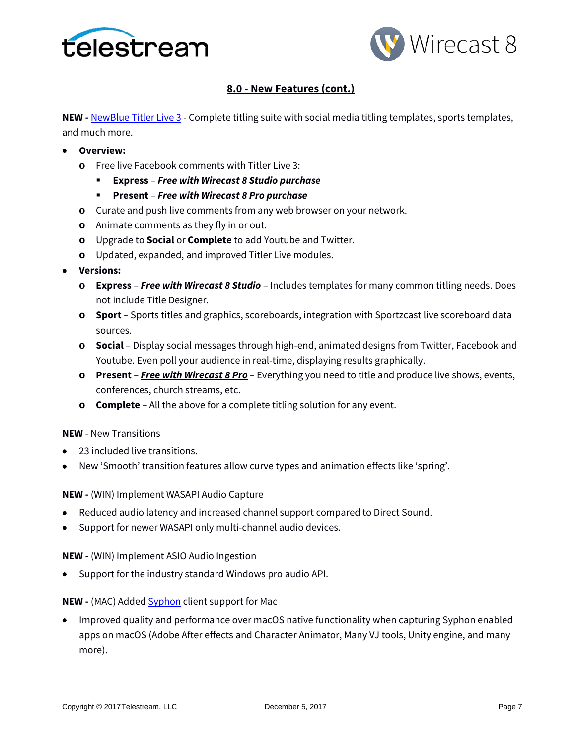## 8.0 - New Features (cont.)

**NEW -** NewBlue Titler Live 3 - Complete titling suite with social media titling templates, sports templates, and much more.

- **Overview:**
  - Free live Facebook comments with Titler Live 3:
    - **Express** – ***Free with Wirecast 8 Studio purchase***
    - **Present** – ***Free with Wirecast 8 Pro purchase***
  - Curate and push live comments from any web browser on your network.
  - Animate comments as they fly in or out.
  - Upgrade to **Social** or **Complete** to add Youtube and Twitter.
  - Updated, expanded, and improved Titler Live modules.
- **Versions:**
  - **Express** – ***Free with Wirecast 8 Studio*** – Includes templates for many common titling needs. Does not include Title Designer.
  - **Sport** – Sports titles and graphics, scoreboards, integration with Sportzcast live scoreboard data sources.
  - **Social** – Display social messages through high-end, animated designs from Twitter, Facebook and Youtube. Even poll your audience in real-time, displaying results graphically.
  - **Present** – ***Free with Wirecast 8 Pro*** – Everything you need to title and produce live shows, events, conferences, church streams, etc.
  - **Complete** – All the above for a complete titling solution for any event.

**NEW** - New Transitions

- 23 included live transitions.
- New 'Smooth' transition features allow curve types and animation effects like 'spring'.

**NEW -** (WIN) Implement WASAPI Audio Capture

- Reduced audio latency and increased channel support compared to Direct Sound.
- Support for newer WASAPI only multi-channel audio devices.

**NEW -** (WIN) Implement ASIO Audio Ingestion

- Support for the industry standard Windows pro audio API.

**NEW -** (MAC) Added Syphon client support for Mac

- Improved quality and performance over macOS native functionality when capturing Syphon enabled apps on macOS (Adobe After effects and Character Animator, Many VJ tools, Unity engine, and many more).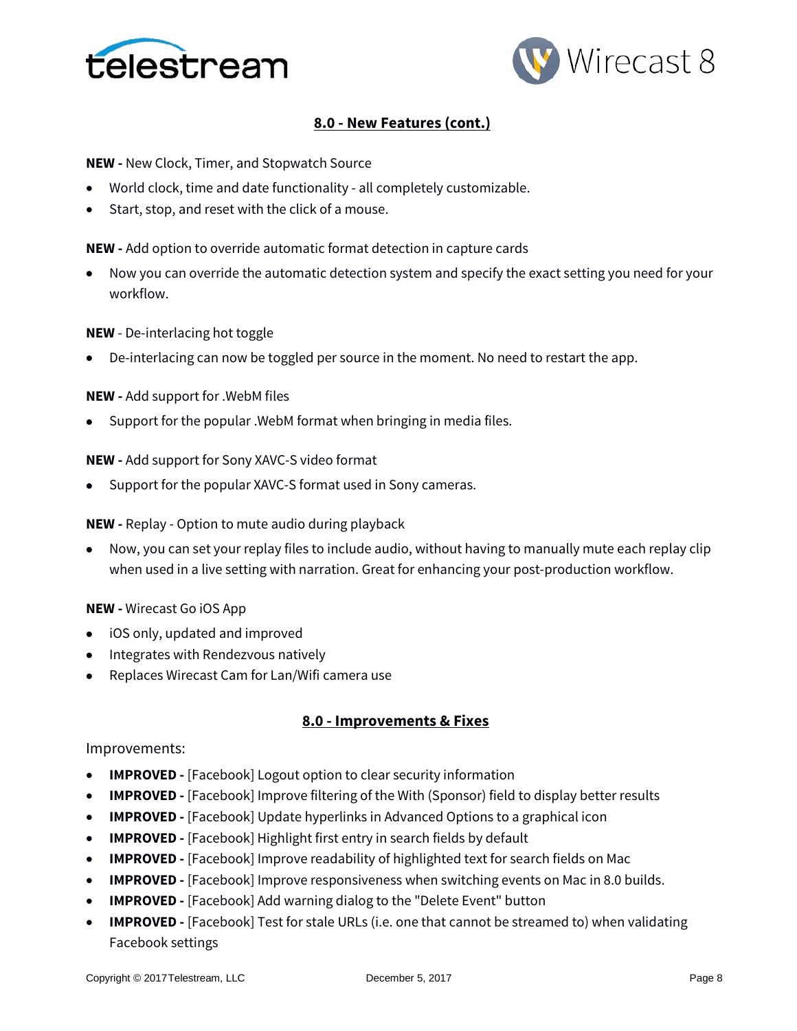## 8.0 - New Features (cont.)

**NEW -** New Clock, Timer, and Stopwatch Source

- World clock, time and date functionality - all completely customizable.
- Start, stop, and reset with the click of a mouse.

**NEW -** Add option to override automatic format detection in capture cards

- Now you can override the automatic detection system and specify the exact setting you need for your workflow.

**NEW** - De-interlacing hot toggle

- De-interlacing can now be toggled per source in the moment. No need to restart the app.

**NEW -** Add support for .WebM files

- Support for the popular .WebM format when bringing in media files.

**NEW -** Add support for Sony XAVC-S video format

- Support for the popular XAVC-S format used in Sony cameras.

**NEW -** Replay - Option to mute audio during playback

- Now, you can set your replay files to include audio, without having to manually mute each replay clip when used in a live setting with narration. Great for enhancing your post-production workflow.

**NEW -** Wirecast Go iOS App

- iOS only, updated and improved
- Integrates with Rendezvous natively
- Replaces Wirecast Cam for Lan/Wifi camera use

## 8.0 - Improvements & Fixes

Improvements:

- **IMPROVED -** [Facebook] Logout option to clear security information
- **IMPROVED -** [Facebook] Improve filtering of the With (Sponsor) field to display better results
- **IMPROVED -** [Facebook] Update hyperlinks in Advanced Options to a graphical icon
- **IMPROVED -** [Facebook] Highlight first entry in search fields by default
- **IMPROVED -** [Facebook] Improve readability of highlighted text for search fields on Mac
- **IMPROVED -** [Facebook] Improve responsiveness when switching events on Mac in 8.0 builds.
- **IMPROVED -** [Facebook] Add warning dialog to the "Delete Event" button
- **IMPROVED -** [Facebook] Test for stale URLs (i.e. one that cannot be streamed to) when validating Facebook settings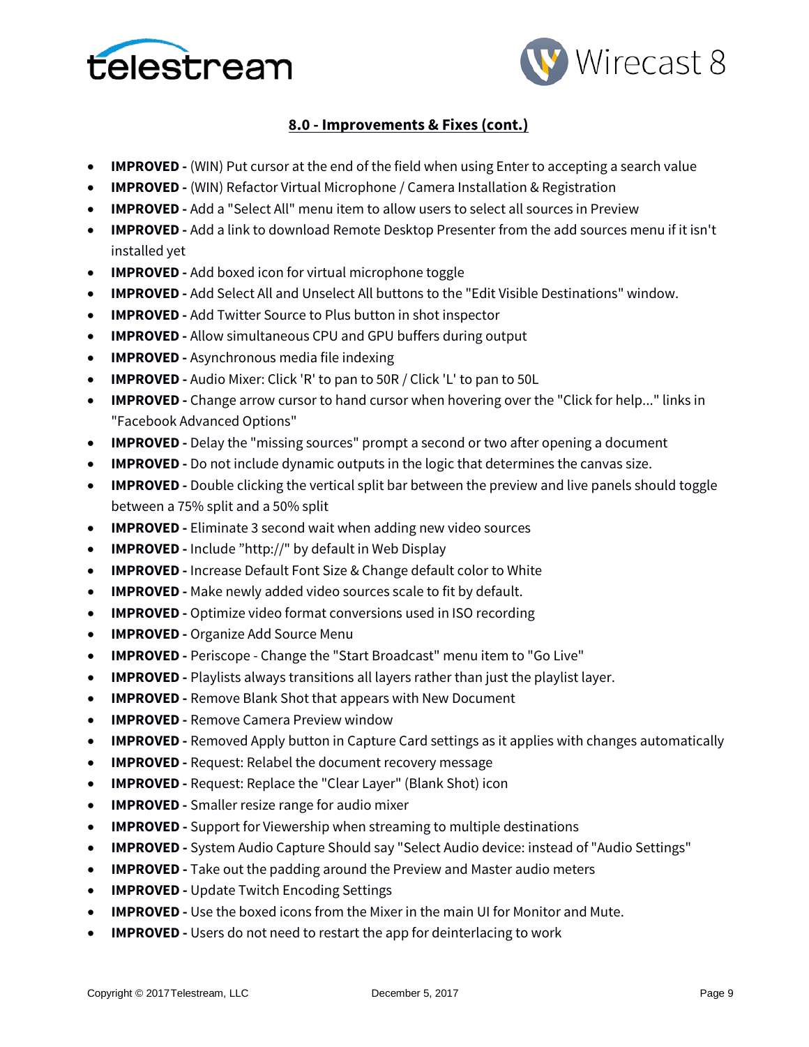## 8.0 - Improvements & Fixes (cont.)

- **IMPROVED -** (WIN) Put cursor at the end of the field when using Enter to accepting a search value
- **IMPROVED -** (WIN) Refactor Virtual Microphone / Camera Installation & Registration
- **IMPROVED -** Add a "Select All" menu item to allow users to select all sources in Preview
- **IMPROVED -** Add a link to download Remote Desktop Presenter from the add sources menu if it isn't installed yet
- **IMPROVED -** Add boxed icon for virtual microphone toggle
- **IMPROVED -** Add Select All and Unselect All buttons to the "Edit Visible Destinations" window.
- **IMPROVED -** Add Twitter Source to Plus button in shot inspector
- **IMPROVED -** Allow simultaneous CPU and GPU buffers during output
- **IMPROVED -** Asynchronous media file indexing
- **IMPROVED -** Audio Mixer: Click 'R' to pan to 50R / Click 'L' to pan to 50L
- **IMPROVED -** Change arrow cursor to hand cursor when hovering over the "Click for help..." links in "Facebook Advanced Options"
- **IMPROVED -** Delay the "missing sources" prompt a second or two after opening a document
- **IMPROVED -** Do not include dynamic outputs in the logic that determines the canvas size.
- **IMPROVED -** Double clicking the vertical split bar between the preview and live panels should toggle between a 75% split and a 50% split
- **IMPROVED -** Eliminate 3 second wait when adding new video sources
- **IMPROVED -** Include "http://" by default in Web Display
- **IMPROVED -** Increase Default Font Size & Change default color to White
- **IMPROVED -** Make newly added video sources scale to fit by default.
- **IMPROVED -** Optimize video format conversions used in ISO recording
- **IMPROVED -** Organize Add Source Menu
- **IMPROVED -** Periscope - Change the "Start Broadcast" menu item to "Go Live"
- **IMPROVED -** Playlists always transitions all layers rather than just the playlist layer.
- **IMPROVED -** Remove Blank Shot that appears with New Document
- **IMPROVED -** Remove Camera Preview window
- **IMPROVED -** Removed Apply button in Capture Card settings as it applies with changes automatically
- **IMPROVED -** Request: Relabel the document recovery message
- **IMPROVED -** Request: Replace the "Clear Layer" (Blank Shot) icon
- **IMPROVED -** Smaller resize range for audio mixer
- **IMPROVED -** Support for Viewership when streaming to multiple destinations
- **IMPROVED -** System Audio Capture Should say "Select Audio device: instead of "Audio Settings"
- **IMPROVED -** Take out the padding around the Preview and Master audio meters
- **IMPROVED -** Update Twitch Encoding Settings
- **IMPROVED -** Use the boxed icons from the Mixer in the main UI for Monitor and Mute.
- **IMPROVED -** Users do not need to restart the app for deinterlacing to work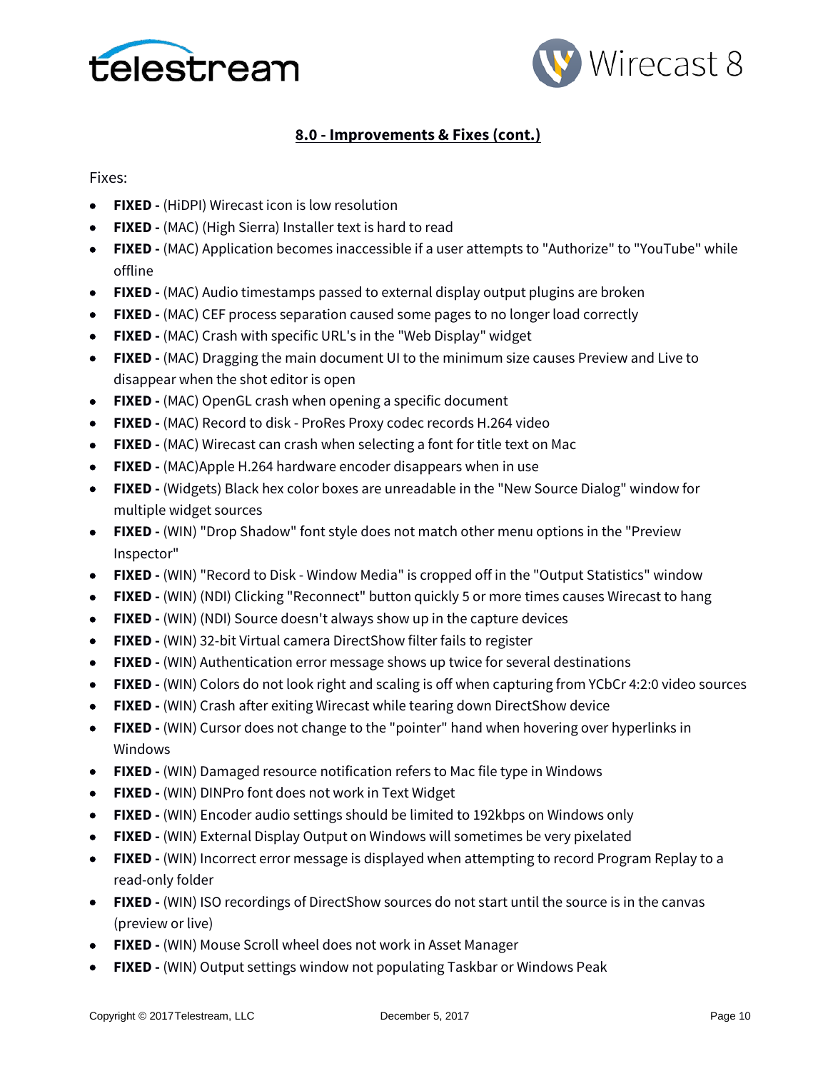## 8.0 - Improvements & Fixes (cont.)

Fixes:

- **FIXED -** (HiDPI) Wirecast icon is low resolution
- **FIXED -** (MAC) (High Sierra) Installer text is hard to read
- **FIXED -** (MAC) Application becomes inaccessible if a user attempts to "Authorize" to "YouTube" while offline
- **FIXED -** (MAC) Audio timestamps passed to external display output plugins are broken
- **FIXED -** (MAC) CEF process separation caused some pages to no longer load correctly
- **FIXED -** (MAC) Crash with specific URL's in the "Web Display" widget
- **FIXED -** (MAC) Dragging the main document UI to the minimum size causes Preview and Live to disappear when the shot editor is open
- **FIXED -** (MAC) OpenGL crash when opening a specific document
- **FIXED -** (MAC) Record to disk - ProRes Proxy codec records H.264 video
- **FIXED -** (MAC) Wirecast can crash when selecting a font for title text on Mac
- **FIXED -** (MAC)Apple H.264 hardware encoder disappears when in use
- **FIXED -** (Widgets) Black hex color boxes are unreadable in the "New Source Dialog" window for multiple widget sources
- **FIXED -** (WIN) "Drop Shadow" font style does not match other menu options in the "Preview Inspector"
- **FIXED -** (WIN) "Record to Disk - Window Media" is cropped off in the "Output Statistics" window
- **FIXED -** (WIN) (NDI) Clicking "Reconnect" button quickly 5 or more times causes Wirecast to hang
- **FIXED -** (WIN) (NDI) Source doesn't always show up in the capture devices
- **FIXED -** (WIN) 32-bit Virtual camera DirectShow filter fails to register
- **FIXED -** (WIN) Authentication error message shows up twice for several destinations
- **FIXED -** (WIN) Colors do not look right and scaling is off when capturing from YCbCr 4:2:0 video sources
- **FIXED -** (WIN) Crash after exiting Wirecast while tearing down DirectShow device
- **FIXED -** (WIN) Cursor does not change to the "pointer" hand when hovering over hyperlinks in Windows
- **FIXED -** (WIN) Damaged resource notification refers to Mac file type in Windows
- **FIXED -** (WIN) DINPro font does not work in Text Widget
- **FIXED -** (WIN) Encoder audio settings should be limited to 192kbps on Windows only
- **FIXED -** (WIN) External Display Output on Windows will sometimes be very pixelated
- **FIXED -** (WIN) Incorrect error message is displayed when attempting to record Program Replay to a read-only folder
- **FIXED -** (WIN) ISO recordings of DirectShow sources do not start until the source is in the canvas (preview or live)
- **FIXED -** (WIN) Mouse Scroll wheel does not work in Asset Manager
- **FIXED -** (WIN) Output settings window not populating Taskbar or Windows Peak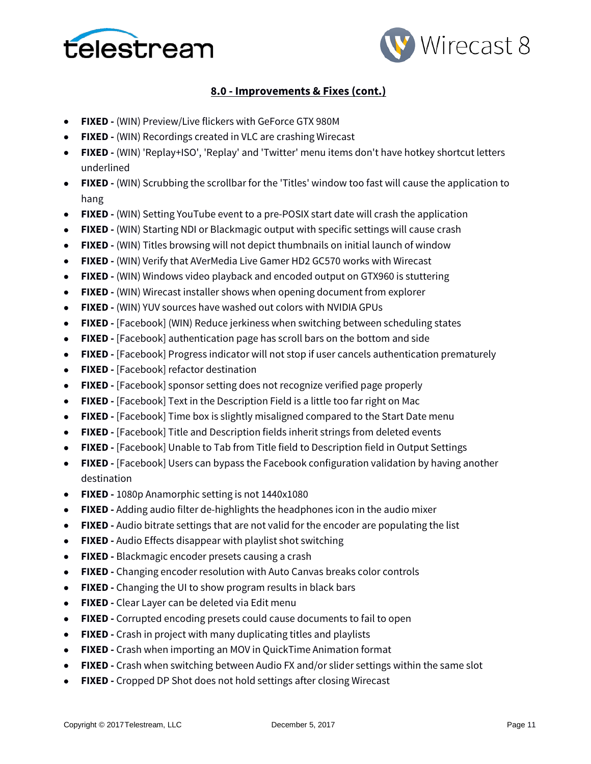## 8.0 - Improvements & Fixes (cont.)

- **FIXED -** (WIN) Preview/Live flickers with GeForce GTX 980M
- **FIXED -** (WIN) Recordings created in VLC are crashing Wirecast
- **FIXED -** (WIN) 'Replay+ISO', 'Replay' and 'Twitter' menu items don't have hotkey shortcut letters underlined
- **FIXED -** (WIN) Scrubbing the scrollbar for the 'Titles' window too fast will cause the application to hang
- **FIXED -** (WIN) Setting YouTube event to a pre-POSIX start date will crash the application
- **FIXED -** (WIN) Starting NDI or Blackmagic output with specific settings will cause crash
- **FIXED -** (WIN) Titles browsing will not depict thumbnails on initial launch of window
- **FIXED -** (WIN) Verify that AVerMedia Live Gamer HD2 GC570 works with Wirecast
- **FIXED -** (WIN) Windows video playback and encoded output on GTX960 is stuttering
- **FIXED -** (WIN) Wirecast installer shows when opening document from explorer
- **FIXED -** (WIN) YUV sources have washed out colors with NVIDIA GPUs
- **FIXED -** [Facebook] (WIN) Reduce jerkiness when switching between scheduling states
- **FIXED -** [Facebook] authentication page has scroll bars on the bottom and side
- **FIXED -** [Facebook] Progress indicator will not stop if user cancels authentication prematurely
- **FIXED -** [Facebook] refactor destination
- **FIXED -** [Facebook] sponsor setting does not recognize verified page properly
- **FIXED -** [Facebook] Text in the Description Field is a little too far right on Mac
- **FIXED -** [Facebook] Time box is slightly misaligned compared to the Start Date menu
- **FIXED -** [Facebook] Title and Description fields inherit strings from deleted events
- **FIXED -** [Facebook] Unable to Tab from Title field to Description field in Output Settings
- **FIXED -** [Facebook] Users can bypass the Facebook configuration validation by having another destination
- **FIXED -** 1080p Anamorphic setting is not 1440x1080
- **FIXED -** Adding audio filter de-highlights the headphones icon in the audio mixer
- **FIXED -** Audio bitrate settings that are not valid for the encoder are populating the list
- **FIXED -** Audio Effects disappear with playlist shot switching
- **FIXED -** Blackmagic encoder presets causing a crash
- **FIXED -** Changing encoder resolution with Auto Canvas breaks color controls
- **FIXED -** Changing the UI to show program results in black bars
- **FIXED -** Clear Layer can be deleted via Edit menu
- **FIXED -** Corrupted encoding presets could cause documents to fail to open
- **FIXED -** Crash in project with many duplicating titles and playlists
- **FIXED -** Crash when importing an MOV in QuickTime Animation format
- **FIXED -** Crash when switching between Audio FX and/or slider settings within the same slot
- **FIXED -** Cropped DP Shot does not hold settings after closing Wirecast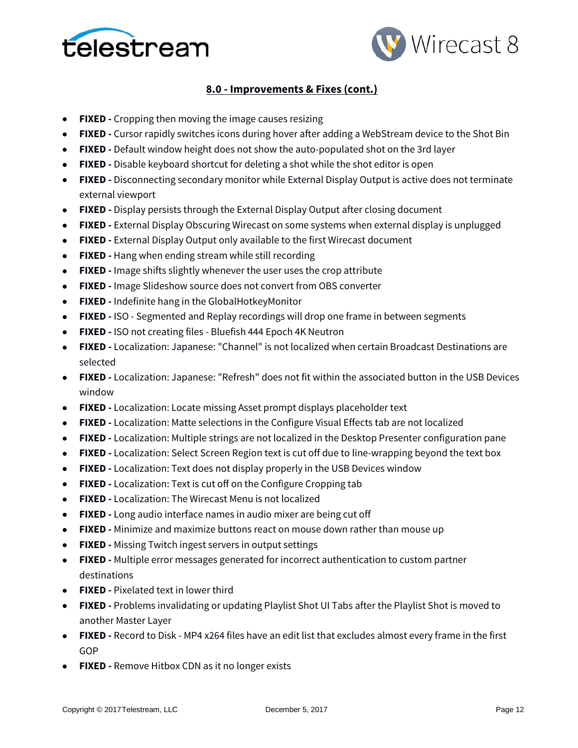## 8.0 - Improvements & Fixes (cont.)

- **FIXED -** Cropping then moving the image causes resizing
- **FIXED -** Cursor rapidly switches icons during hover after adding a WebStream device to the Shot Bin
- **FIXED -** Default window height does not show the auto-populated shot on the 3rd layer
- **FIXED -** Disable keyboard shortcut for deleting a shot while the shot editor is open
- **FIXED -** Disconnecting secondary monitor while External Display Output is active does not terminate external viewport
- **FIXED -** Display persists through the External Display Output after closing document
- **FIXED -** External Display Obscuring Wirecast on some systems when external display is unplugged
- **FIXED -** External Display Output only available to the first Wirecast document
- **FIXED -** Hang when ending stream while still recording
- **FIXED -** Image shifts slightly whenever the user uses the crop attribute
- **FIXED -** Image Slideshow source does not convert from OBS converter
- **FIXED -** Indefinite hang in the GlobalHotkeyMonitor
- **FIXED -** ISO - Segmented and Replay recordings will drop one frame in between segments
- **FIXED -** ISO not creating files - Bluefish 444 Epoch 4K Neutron
- **FIXED -** Localization: Japanese: "Channel" is not localized when certain Broadcast Destinations are selected
- **FIXED -** Localization: Japanese: "Refresh" does not fit within the associated button in the USB Devices window
- **FIXED -** Localization: Locate missing Asset prompt displays placeholder text
- **FIXED -** Localization: Matte selections in the Configure Visual Effects tab are not localized
- **FIXED -** Localization: Multiple strings are not localized in the Desktop Presenter configuration pane
- **FIXED -** Localization: Select Screen Region text is cut off due to line-wrapping beyond the text box
- **FIXED -** Localization: Text does not display properly in the USB Devices window
- **FIXED -** Localization: Text is cut off on the Configure Cropping tab
- **FIXED -** Localization: The Wirecast Menu is not localized
- **FIXED -** Long audio interface names in audio mixer are being cut off
- **FIXED -** Minimize and maximize buttons react on mouse down rather than mouse up
- **FIXED -** Missing Twitch ingest servers in output settings
- **FIXED -** Multiple error messages generated for incorrect authentication to custom partner destinations
- **FIXED -** Pixelated text in lower third
- **FIXED -** Problems invalidating or updating Playlist Shot UI Tabs after the Playlist Shot is moved to another Master Layer
- **FIXED -** Record to Disk - MP4 x264 files have an edit list that excludes almost every frame in the first GOP
- **FIXED -** Remove Hitbox CDN as it no longer exists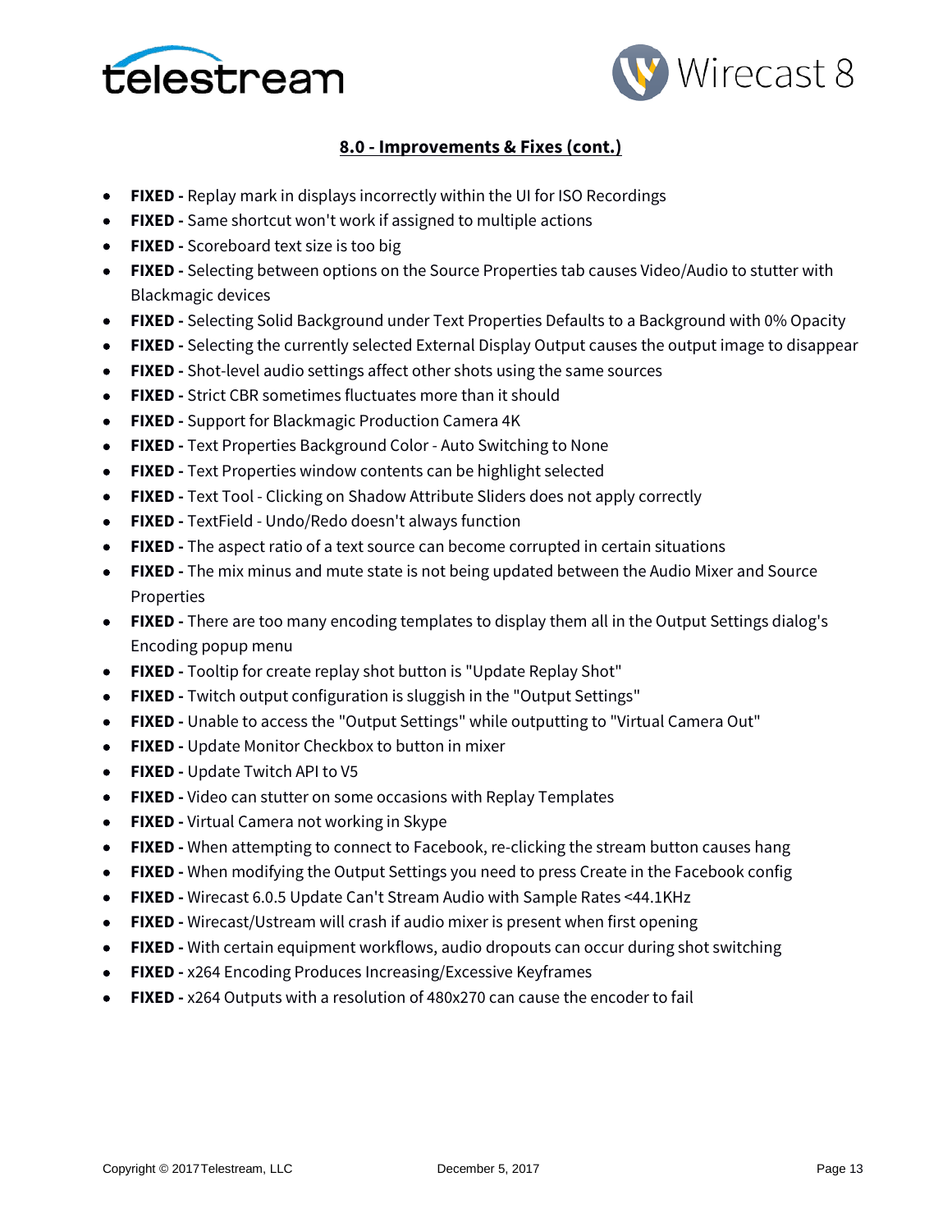## 8.0 - Improvements & Fixes (cont.)

- **FIXED -** Replay mark in displays incorrectly within the UI for ISO Recordings
- **FIXED -** Same shortcut won't work if assigned to multiple actions
- **FIXED -** Scoreboard text size is too big
- **FIXED -** Selecting between options on the Source Properties tab causes Video/Audio to stutter with Blackmagic devices
- **FIXED -** Selecting Solid Background under Text Properties Defaults to a Background with 0% Opacity
- **FIXED -** Selecting the currently selected External Display Output causes the output image to disappear
- **FIXED -** Shot-level audio settings affect other shots using the same sources
- **FIXED -** Strict CBR sometimes fluctuates more than it should
- **FIXED -** Support for Blackmagic Production Camera 4K
- **FIXED -** Text Properties Background Color - Auto Switching to None
- **FIXED -** Text Properties window contents can be highlight selected
- **FIXED -** Text Tool - Clicking on Shadow Attribute Sliders does not apply correctly
- **FIXED -** TextField - Undo/Redo doesn't always function
- **FIXED -** The aspect ratio of a text source can become corrupted in certain situations
- **FIXED -** The mix minus and mute state is not being updated between the Audio Mixer and Source Properties
- **FIXED -** There are too many encoding templates to display them all in the Output Settings dialog's Encoding popup menu
- **FIXED -** Tooltip for create replay shot button is "Update Replay Shot"
- **FIXED -** Twitch output configuration is sluggish in the "Output Settings"
- **FIXED -** Unable to access the "Output Settings" while outputting to "Virtual Camera Out"
- **FIXED -** Update Monitor Checkbox to button in mixer
- **FIXED -** Update Twitch API to V5
- **FIXED -** Video can stutter on some occasions with Replay Templates
- **FIXED -** Virtual Camera not working in Skype
- **FIXED -** When attempting to connect to Facebook, re-clicking the stream button causes hang
- **FIXED -** When modifying the Output Settings you need to press Create in the Facebook config
- **FIXED -** Wirecast 6.0.5 Update Can't Stream Audio with Sample Rates <44.1KHz
- **FIXED -** Wirecast/Ustream will crash if audio mixer is present when first opening
- **FIXED -** With certain equipment workflows, audio dropouts can occur during shot switching
- **FIXED -** x264 Encoding Produces Increasing/Excessive Keyframes
- **FIXED -** x264 Outputs with a resolution of 480x270 can cause the encoder to fail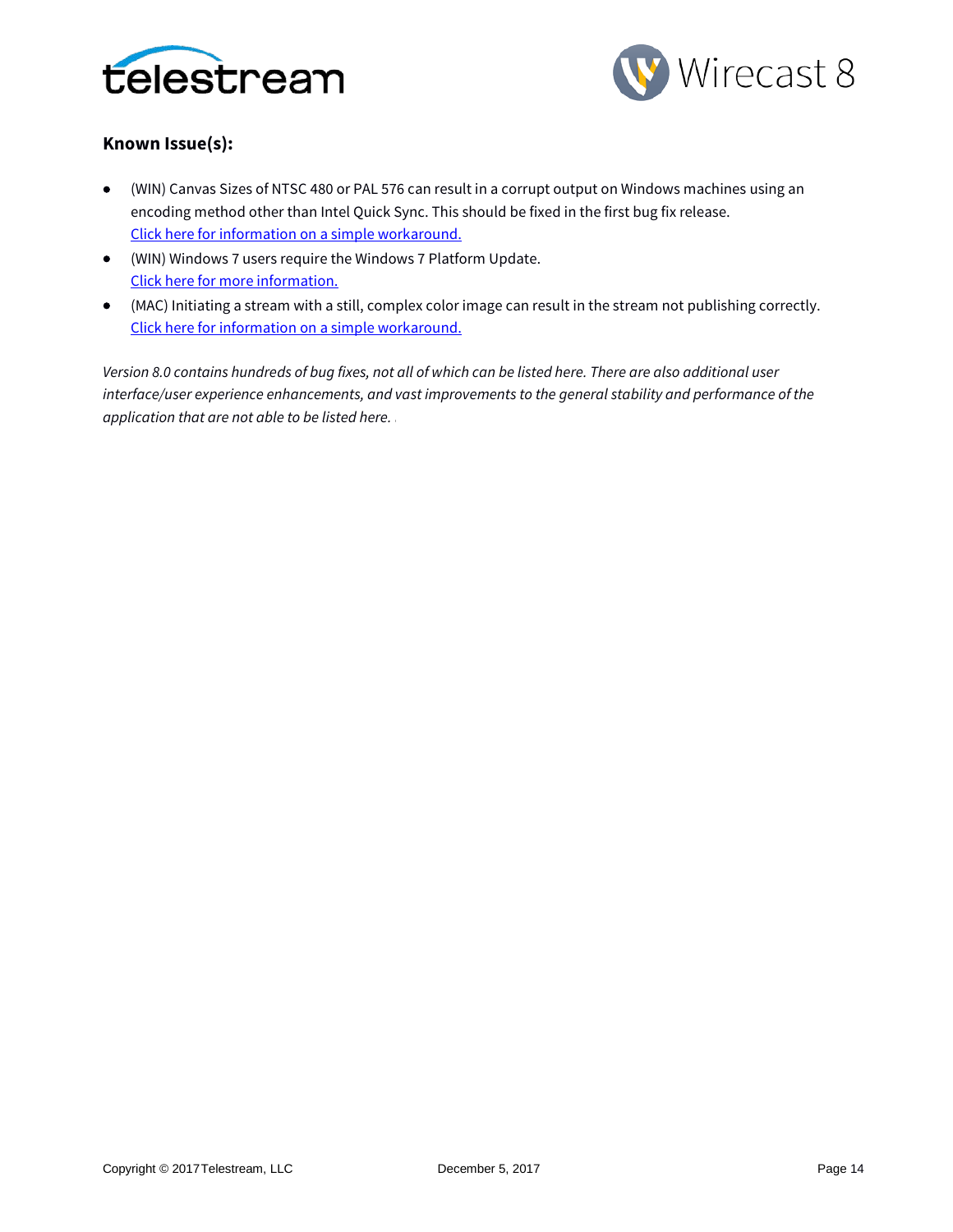**Known Issue(s):**

- (WIN) Canvas Sizes of NTSC 480 or PAL 576 can result in a corrupt output on Windows machines using an encoding method other than Intel Quick Sync. This should be fixed in the first bug fix release.
  Click here for information on a simple workaround.
- (WIN) Windows 7 users require the Windows 7 Platform Update.
  Click here for more information.
- (MAC) Initiating a stream with a still, complex color image can result in the stream not publishing correctly.
  Click here for information on a simple workaround.

*Version 8.0 contains hundreds of bug fixes, not all of which can be listed here. There are also additional user interface/user experience enhancements, and vast improvements to the general stability and performance of the application that are not able to be listed here.*